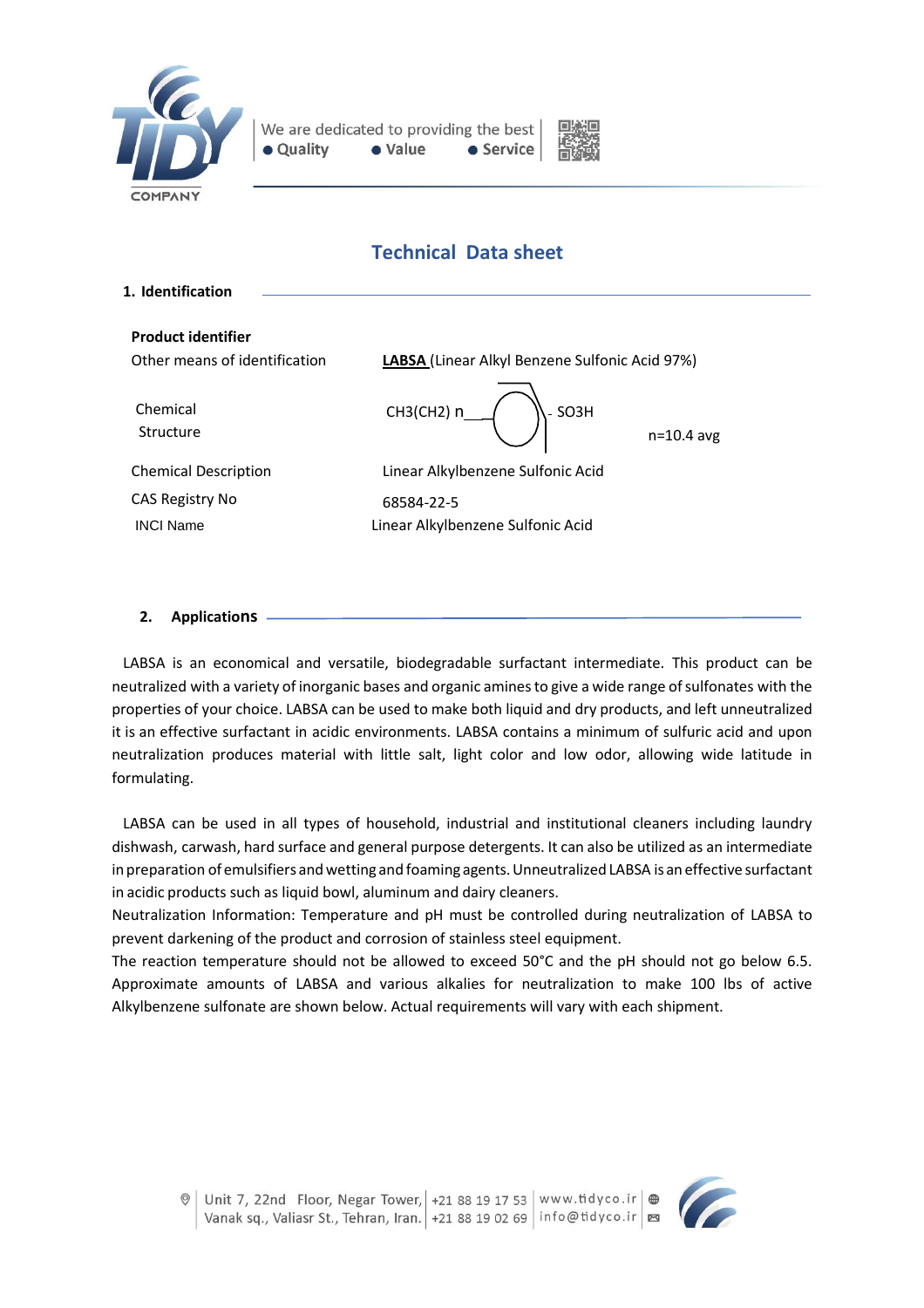## Technical Data sheet

### 1. Identification

**Product identifier**

| | |
|---|---|
| Other means of identification | **LABSA** (Linear Alkyl Benzene Sulfonic Acid 97%) |
| Chemical Structure | $CH_3(CH_2)_n$ — [benzene ring] — $SO_3H$ &nbsp;&nbsp;&nbsp; n=10.4 avg |
| Chemical Description | Linear Alkylbenzene Sulfonic Acid |
| CAS Registry No | 68584-22-5 |
| INCI Name | Linear Alkylbenzene Sulfonic Acid |

### 2. Applications

LABSA is an economical and versatile, biodegradable surfactant intermediate. This product can be neutralized with a variety of inorganic bases and organic amines to give a wide range of sulfonates with the properties of your choice. LABSA can be used to make both liquid and dry products, and left unneutralized it is an effective surfactant in acidic environments. LABSA contains a minimum of sulfuric acid and upon neutralization produces material with little salt, light color and low odor, allowing wide latitude in formulating.

LABSA can be used in all types of household, industrial and institutional cleaners including laundry dishwash, carwash, hard surface and general purpose detergents. It can also be utilized as an intermediate in preparation of emulsifiers and wetting and foaming agents. Unneutralized LABSA is an effective surfactant in acidic products such as liquid bowl, aluminum and dairy cleaners.

Neutralization Information: Temperature and pH must be controlled during neutralization of LABSA to prevent darkening of the product and corrosion of stainless steel equipment.

The reaction temperature should not be allowed to exceed 50°C and the pH should not go below 6.5. Approximate amounts of LABSA and various alkalies for neutralization to make 100 lbs of active Alkylbenzene sulfonate are shown below. Actual requirements will vary with each shipment.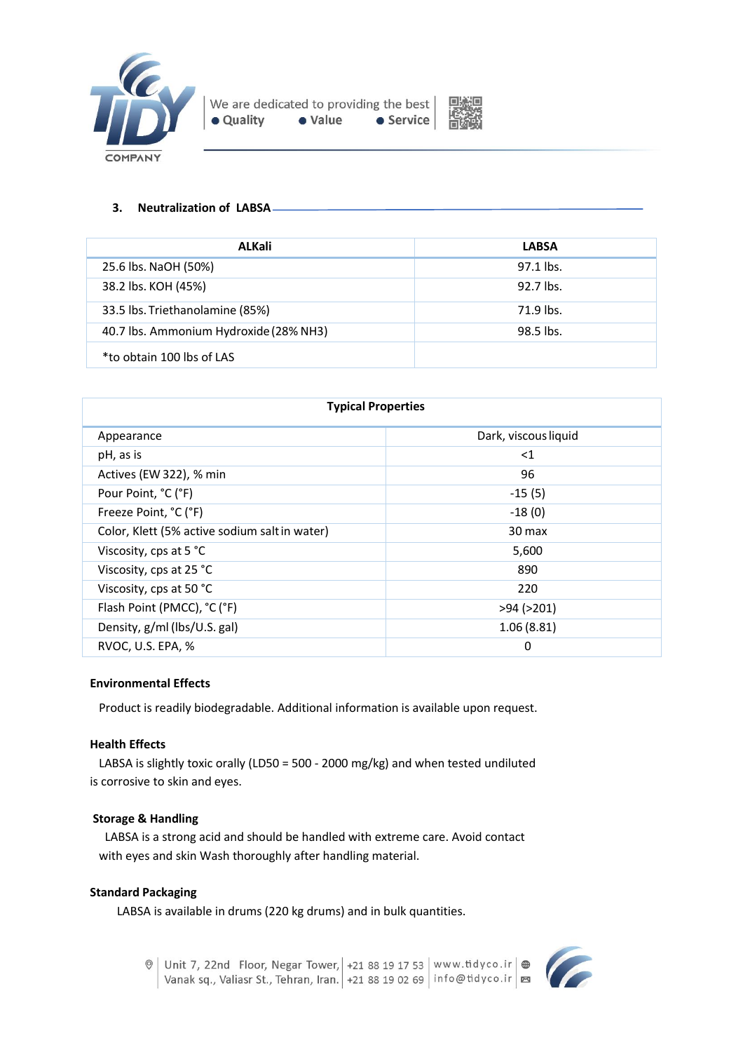### 3. Neutralization of LABSA

| ALKali | LABSA |
|---|---|
| 25.6 lbs. NaOH (50%) | 97.1 lbs. |
| 38.2 lbs. KOH (45%) | 92.7 lbs. |
| 33.5 lbs. Triethanolamine (85%) | 71.9 lbs. |
| 40.7 lbs. Ammonium Hydroxide (28% $NH_3$) | 98.5 lbs. |
| *to obtain 100 lbs of LAS | |

| Typical Properties | |
|---|---|
| Appearance | Dark, viscous liquid |
| pH, as is | <1 |
| Actives (EW 322), % min | 96 |
| Pour Point, °C (°F) | -15 (5) |
| Freeze Point, °C (°F) | -18 (0) |
| Color, Klett (5% active sodium salt in water) | 30 max |
| Viscosity, cps at 5 °C | 5,600 |
| Viscosity, cps at 25 °C | 890 |
| Viscosity, cps at 50 °C | 220 |
| Flash Point (PMCC), °C (°F) | >94 (>201) |
| Density, g/ml (lbs/U.S. gal) | 1.06 (8.81) |
| RVOC, U.S. EPA, % | 0 |

**Environmental Effects**

Product is readily biodegradable. Additional information is available upon request.

**Health Effects**

LABSA is slightly toxic orally (LD50 = 500 - 2000 mg/kg) and when tested undiluted is corrosive to skin and eyes.

**Storage & Handling**

LABSA is a strong acid and should be handled with extreme care. Avoid contact with eyes and skin Wash thoroughly after handling material.

**Standard Packaging**

LABSA is available in drums (220 kg drums) and in bulk quantities.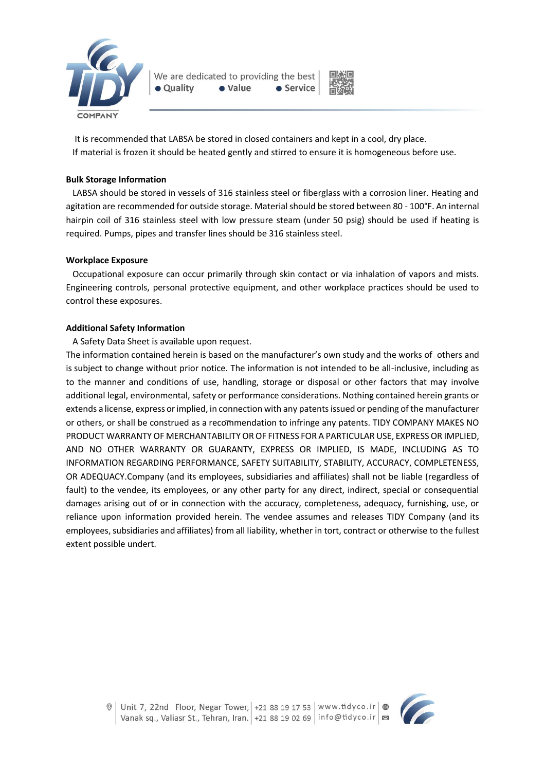It is recommended that LABSA be stored in closed containers and kept in a cool, dry place.
If material is frozen it should be heated gently and stirred to ensure it is homogeneous before use.

**Bulk Storage Information**

LABSA should be stored in vessels of 316 stainless steel or fiberglass with a corrosion liner. Heating and agitation are recommended for outside storage. Material should be stored between 80 - 100°F. An internal hairpin coil of 316 stainless steel with low pressure steam (under 50 psig) should be used if heating is required. Pumps, pipes and transfer lines should be 316 stainless steel.

**Workplace Exposure**

Occupational exposure can occur primarily through skin contact or via inhalation of vapors and mists. Engineering controls, personal protective equipment, and other workplace practices should be used to control these exposures.

**Additional Safety Information**

A Safety Data Sheet is available upon request.

The information contained herein is based on the manufacturer's own study and the works of others and is subject to change without prior notice. The information is not intended to be all-inclusive, including as to the manner and conditions of use, handling, storage or disposal or other factors that may involve additional legal, environmental, safety or performance considerations. Nothing contained herein grants or extends a license, express or implied, in connection with any patents issued or pending of the manufacturer or others, or shall be construed as a recommendation to infringe any patents. TIDY COMPANY MAKES NO PRODUCT WARRANTY OF MERCHANTABILITY OR OF FITNESS FOR A PARTICULAR USE, EXPRESS OR IMPLIED, AND NO OTHER WARRANTY OR GUARANTY, EXPRESS OR IMPLIED, IS MADE, INCLUDING AS TO INFORMATION REGARDING PERFORMANCE, SAFETY SUITABILITY, STABILITY, ACCURACY, COMPLETENESS, OR ADEQUACY.Company (and its employees, subsidiaries and affiliates) shall not be liable (regardless of fault) to the vendee, its employees, or any other party for any direct, indirect, special or consequential damages arising out of or in connection with the accuracy, completeness, adequacy, furnishing, use, or reliance upon information provided herein. The vendee assumes and releases TIDY Company (and its employees, subsidiaries and affiliates) from all liability, whether in tort, contract or otherwise to the fullest extent possible undert.